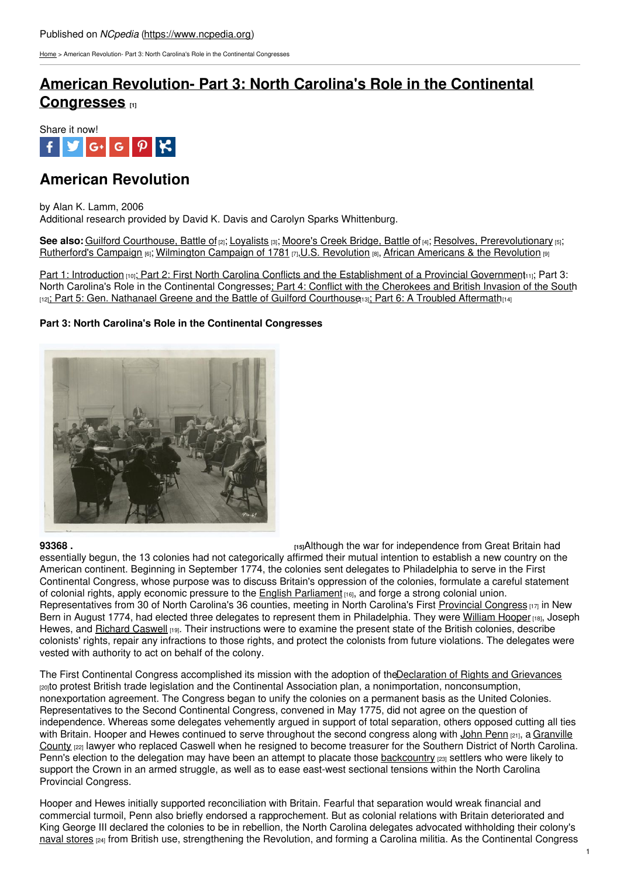Published on *NCpedia* (https://www.ncpedia.org)

Home > American Revolution- Part 3: North Carolina's Role in the Continental Congresses

# American Revolution- Part 3: North Carolina's Role in the Continental Congresses [1]

Share it now!

## American Revolution

by Alan K. Lamm, 2006
Additional research provided by David K. Davis and Carolyn Sparks Whittenburg.

**See also:** Guilford Courthouse, Battle of [2]; Loyalists [3]; Moore's Creek Bridge, Battle of [4]; Resolves, Prerevolutionary [5]; Rutherford's Campaign [6]; Wilmington Campaign of 1781 [7], U.S. Revolution [8], African Americans & the Revolution [9]

Part 1: Introduction [10]; Part 2: First North Carolina Conflicts and the Establishment of a Provincial Government [11]; Part 3: North Carolina's Role in the Continental Congresses; Part 4: Conflict with the Cherokees and British Invasion of the South [12]; Part 5: Gen. Nathanael Greene and the Battle of Guilford Courthouse [13]; Part 6: A Troubled Aftermath [14]

**Part 3: North Carolina's Role in the Continental Congresses**

**93368 .** [15]

Although the war for independence from Great Britain had essentially begun, the 13 colonies had not categorically affirmed their mutual intention to establish a new country on the American continent. Beginning in September 1774, the colonies sent delegates to Philadelphia to serve in the First Continental Congress, whose purpose was to discuss Britain's oppression of the colonies, formulate a careful statement of colonial rights, apply economic pressure to the English Parliament [16], and forge a strong colonial union. Representatives from 30 of North Carolina's 36 counties, meeting in North Carolina's First Provincial Congress [17] in New Bern in August 1774, had elected three delegates to represent them in Philadelphia. They were William Hooper [18], Joseph Hewes, and Richard Caswell [19]. Their instructions were to examine the present state of the British colonies, describe colonists' rights, repair any infractions to those rights, and protect the colonists from future violations. The delegates were vested with authority to act on behalf of the colony.

The First Continental Congress accomplished its mission with the adoption of the Declaration of Rights and Grievances [20] to protest British trade legislation and the Continental Association plan, a nonimportation, nonconsumption, nonexportation agreement. The Congress began to unify the colonies on a permanent basis as the United Colonies. Representatives to the Second Continental Congress, convened in May 1775, did not agree on the question of independence. Whereas some delegates vehemently argued in support of total separation, others opposed cutting all ties with Britain. Hooper and Hewes continued to serve throughout the second congress along with John Penn [21], a Granville County [22] lawyer who replaced Caswell when he resigned to become treasurer for the Southern District of North Carolina. Penn's election to the delegation may have been an attempt to placate those backcountry [23] settlers who were likely to support the Crown in an armed struggle, as well as to ease east-west sectional tensions within the North Carolina Provincial Congress.

Hooper and Hewes initially supported reconciliation with Britain. Fearful that separation would wreak financial and commercial turmoil, Penn also briefly endorsed a rapprochement. But as colonial relations with Britain deteriorated and King George III declared the colonies to be in rebellion, the North Carolina delegates advocated withholding their colony's naval stores [24] from British use, strengthening the Revolution, and forming a Carolina militia. As the Continental Congress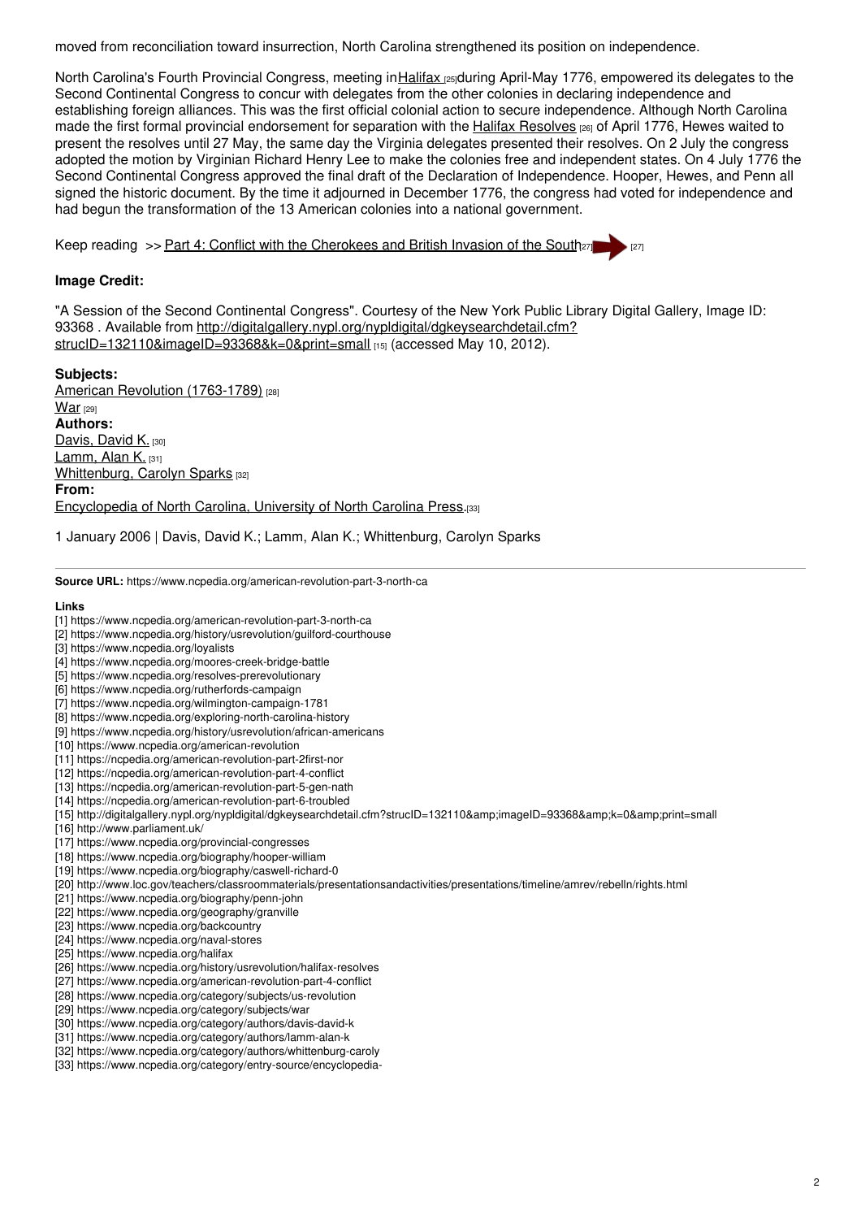moved from reconciliation toward insurrection, North Carolina strengthened its position on independence.

North Carolina's Fourth Provincial Congress, meeting in Halifax [25] during April-May 1776, empowered its delegates to the Second Continental Congress to concur with delegates from the other colonies in declaring independence and establishing foreign alliances. This was the first official colonial action to secure independence. Although North Carolina made the first formal provincial endorsement for separation with the Halifax Resolves [26] of April 1776, Hewes waited to present the resolves until 27 May, the same day the Virginia delegates presented their resolves. On 2 July the congress adopted the motion by Virginian Richard Henry Lee to make the colonies free and independent states. On 4 July 1776 the Second Continental Congress approved the final draft of the Declaration of Independence. Hooper, Hewes, and Penn all signed the historic document. By the time it adjourned in December 1776, the congress had voted for independence and had begun the transformation of the 13 American colonies into a national government.

Keep reading >> Part 4: Conflict with the Cherokees and British Invasion of the South [27] [27]

**Image Credit:**

"A Session of the Second Continental Congress". Courtesy of the New York Public Library Digital Gallery, Image ID: 93368 . Available from http://digitalgallery.nypl.org/nypldigital/dgkeysearchdetail.cfm?strucID=132110&imageID=93368&k=0&print=small [15] (accessed May 10, 2012).

**Subjects:**
American Revolution (1763-1789) [28]
War [29]
**Authors:**
Davis, David K. [30]
Lamm, Alan K. [31]
Whittenburg, Carolyn Sparks [32]
**From:**
Encyclopedia of North Carolina, University of North Carolina Press. [33]

1 January 2006 | Davis, David K.; Lamm, Alan K.; Whittenburg, Carolyn Sparks

---

**Source URL:** https://www.ncpedia.org/american-revolution-part-3-north-ca

**Links**
[1] https://www.ncpedia.org/american-revolution-part-3-north-ca
[2] https://www.ncpedia.org/history/usrevolution/guilford-courthouse
[3] https://www.ncpedia.org/loyalists
[4] https://www.ncpedia.org/moores-creek-bridge-battle
[5] https://www.ncpedia.org/resolves-prerevolutionary
[6] https://www.ncpedia.org/rutherfords-campaign
[7] https://www.ncpedia.org/wilmington-campaign-1781
[8] https://www.ncpedia.org/exploring-north-carolina-history
[9] https://www.ncpedia.org/history/usrevolution/african-americans
[10] https://www.ncpedia.org/american-revolution
[11] https://ncpedia.org/american-revolution-part-2first-nor
[12] https://ncpedia.org/american-revolution-part-4-conflict
[13] https://ncpedia.org/american-revolution-part-5-gen-nath
[14] https://ncpedia.org/american-revolution-part-6-troubled
[15] http://digitalgallery.nypl.org/nypldigital/dgkeysearchdetail.cfm?strucID=132110&amp;imageID=93368&amp;k=0&amp;print=small
[16] http://www.parliament.uk/
[17] https://www.ncpedia.org/provincial-congresses
[18] https://www.ncpedia.org/biography/hooper-william
[19] https://www.ncpedia.org/biography/caswell-richard-0
[20] http://www.loc.gov/teachers/classroommaterials/presentationsandactivities/presentations/timeline/amrev/rebelln/rights.html
[21] https://www.ncpedia.org/biography/penn-john
[22] https://www.ncpedia.org/geography/granville
[23] https://www.ncpedia.org/backcountry
[24] https://www.ncpedia.org/naval-stores
[25] https://www.ncpedia.org/halifax
[26] https://www.ncpedia.org/history/usrevolution/halifax-resolves
[27] https://www.ncpedia.org/american-revolution-part-4-conflict
[28] https://www.ncpedia.org/category/subjects/us-revolution
[29] https://www.ncpedia.org/category/subjects/war
[30] https://www.ncpedia.org/category/authors/davis-david-k
[31] https://www.ncpedia.org/category/authors/lamm-alan-k
[32] https://www.ncpedia.org/category/authors/whittenburg-caroly
[33] https://www.ncpedia.org/category/entry-source/encyclopedia-